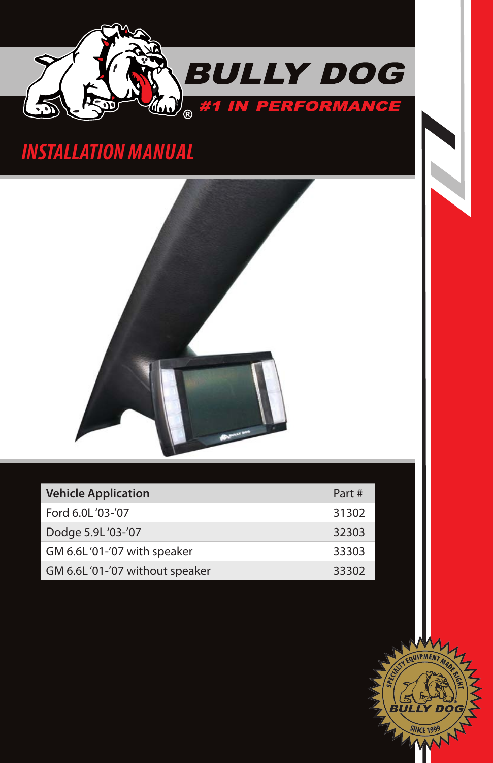# BULLY DOG

## #1 IN PERFORMANCE

# INSTALLATION MANUAL

| Vehicle Application | Part # |
|---|---|
| Ford 6.0L '03-'07 | 31302 |
| Dodge 5.9L '03-'07 | 32303 |
| GM 6.6L '01-'07 with speaker | 33303 |
| GM 6.6L '01-'07 without speaker | 33302 |

SPECIALTY EQUIPMENT MADE RIGHT
BULLY DOG
SINCE 1999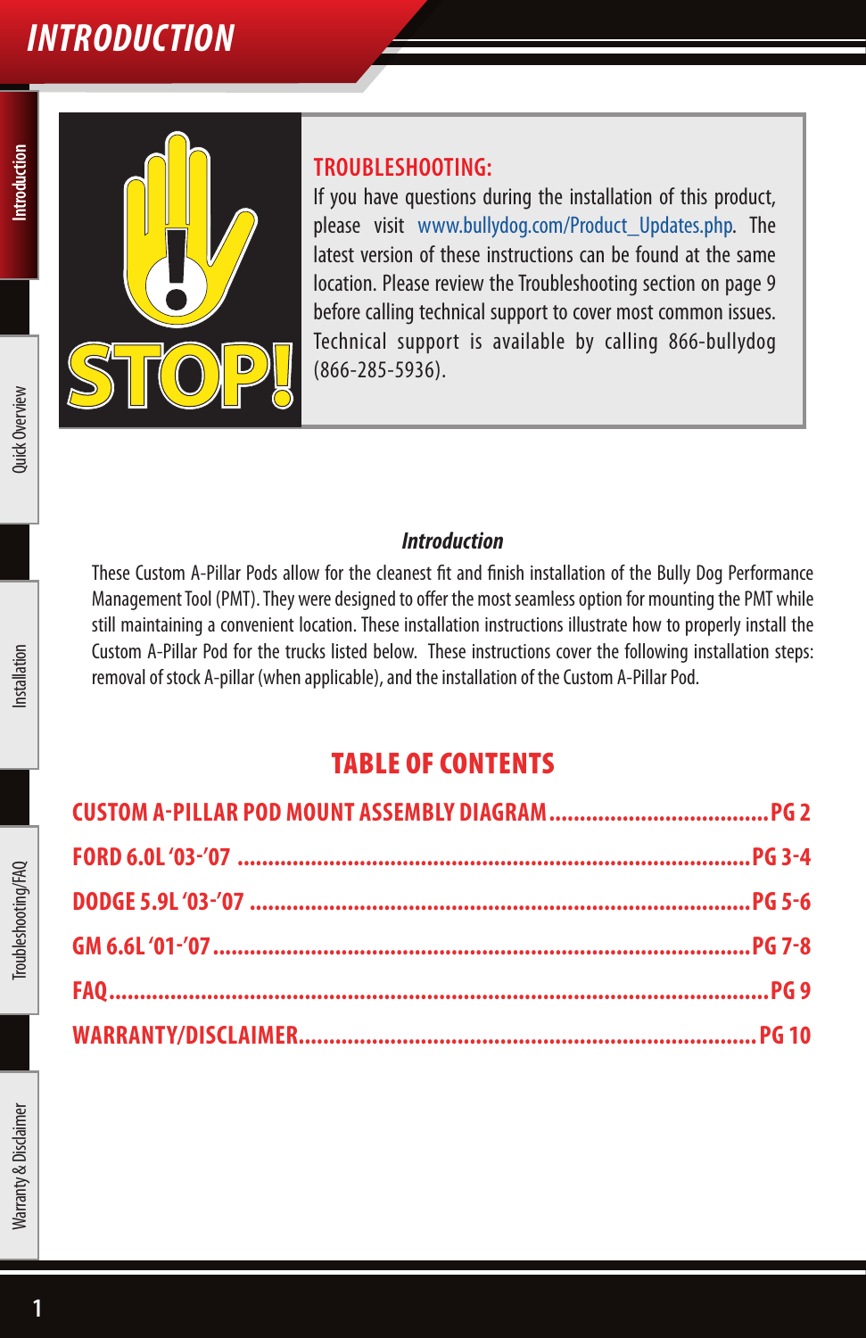# INTRODUCTION

STOP!

**TROUBLESHOOTING:**

If you have questions during the installation of this product, please visit www.bullydog.com/Product_Updates.php. The latest version of these instructions can be found at the same location. Please review the Troubleshooting section on page 9 before calling technical support to cover most common issues. Technical support is available by calling 866-bullydog (866-285-5936).

### *Introduction*

These Custom A-Pillar Pods allow for the cleanest fit and finish installation of the Bully Dog Performance Management Tool (PMT). They were designed to offer the most seamless option for mounting the PMT while still maintaining a convenient location. These installation instructions illustrate how to properly install the Custom A-Pillar Pod for the trucks listed below. These instructions cover the following installation steps: removal of stock A-pillar (when applicable), and the installation of the Custom A-Pillar Pod.

## TABLE OF CONTENTS

- CUSTOM A-PILLAR POD MOUNT ASSEMBLY DIAGRAM .......... PG 2
- FORD 6.0L '03-'07 .......... PG 3-4
- DODGE 5.9L '03-'07 .......... PG 5-6
- GM 6.6L '01-'07 .......... PG 7-8
- FAQ .......... PG 9
- WARRANTY/DISCLAIMER .......... PG 10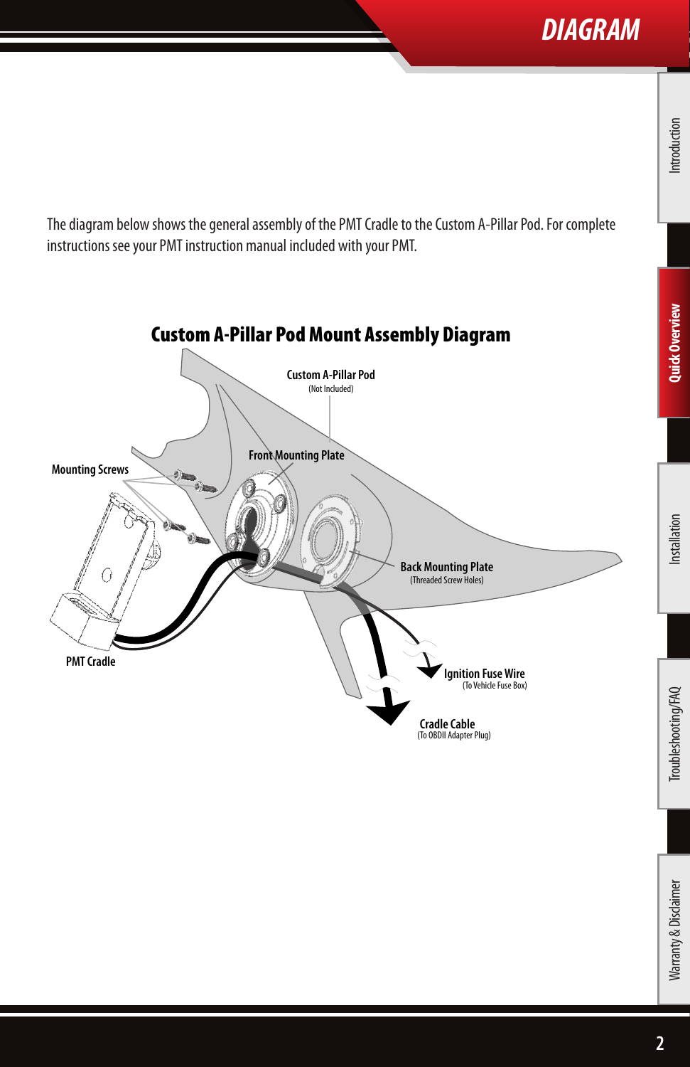# DIAGRAM

The diagram below shows the general assembly of the PMT Cradle to the Custom A-Pillar Pod. For complete instructions see your PMT instruction manual included with your PMT.

## Custom A-Pillar Pod Mount Assembly Diagram

Custom A-Pillar Pod
(Not Included)

Front Mounting Plate

Mounting Screws

Back Mounting Plate
(Threaded Screw Holes)

PMT Cradle

Ignition Fuse Wire
(To Vehicle Fuse Box)

Cradle Cable
(To OBDII Adapter Plug)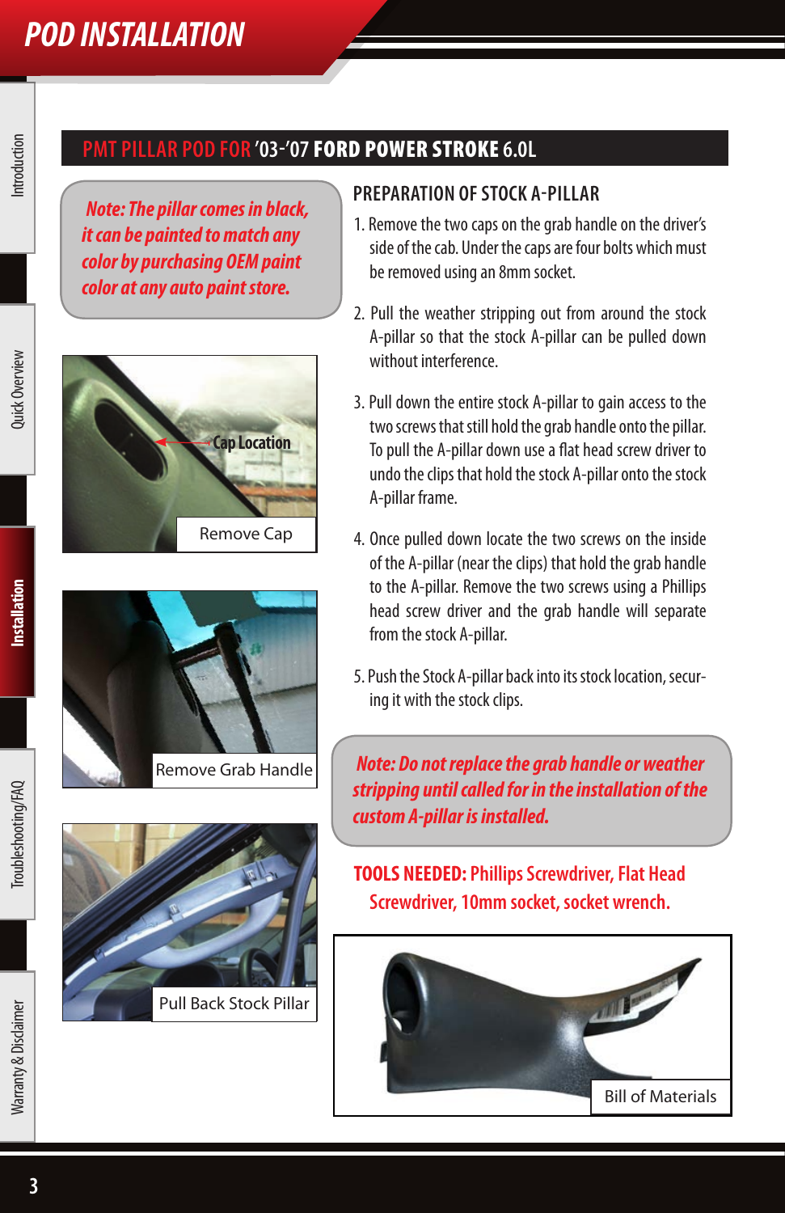# POD INSTALLATION

## PMT PILLAR POD FOR '03-'07 FORD POWER STROKE 6.0L

***Note: The pillar comes in black, it can be painted to match any color by purchasing OEM paint color at any auto paint store.***

Cap Location

Remove Cap

Remove Grab Handle

Pull Back Stock Pillar

### PREPARATION OF STOCK A-PILLAR

1. Remove the two caps on the grab handle on the driver's side of the cab. Under the caps are four bolts which must be removed using an 8mm socket.

2. Pull the weather stripping out from around the stock A-pillar so that the stock A-pillar can be pulled down without interference.

3. Pull down the entire stock A-pillar to gain access to the two screws that still hold the grab handle onto the pillar. To pull the A-pillar down use a flat head screw driver to undo the clips that hold the stock A-pillar onto the stock A-pillar frame.

4. Once pulled down locate the two screws on the inside of the A-pillar (near the clips) that hold the grab handle to the A-pillar. Remove the two screws using a Phillips head screw driver and the grab handle will separate from the stock A-pillar.

5. Push the Stock A-pillar back into its stock location, securing it with the stock clips.

***Note: Do not replace the grab handle or weather stripping until called for in the installation of the custom A-pillar is installed.***

**TOOLS NEEDED:** Phillips Screwdriver, Flat Head Screwdriver, 10mm socket, socket wrench.

Bill of Materials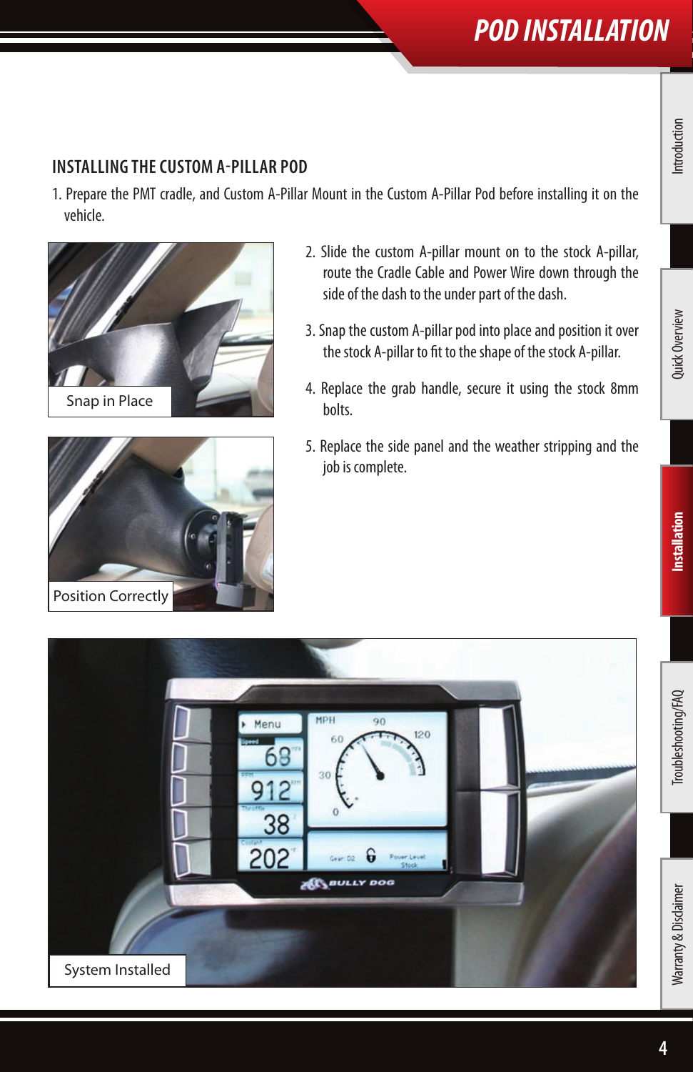# POD INSTALLATION

## INSTALLING THE CUSTOM A-PILLAR POD

1. Prepare the PMT cradle, and Custom A-Pillar Mount in the Custom A-Pillar Pod before installing it on the vehicle.

Snap in Place

Position Correctly

2. Slide the custom A-pillar mount on to the stock A-pillar, route the Cradle Cable and Power Wire down through the side of the dash to the under part of the dash.
3. Snap the custom A-pillar pod into place and position it over the stock A-pillar to fit to the shape of the stock A-pillar.
4. Replace the grab handle, secure it using the stock 8mm bolts.
5. Replace the side panel and the weather stripping and the job is complete.

System Installed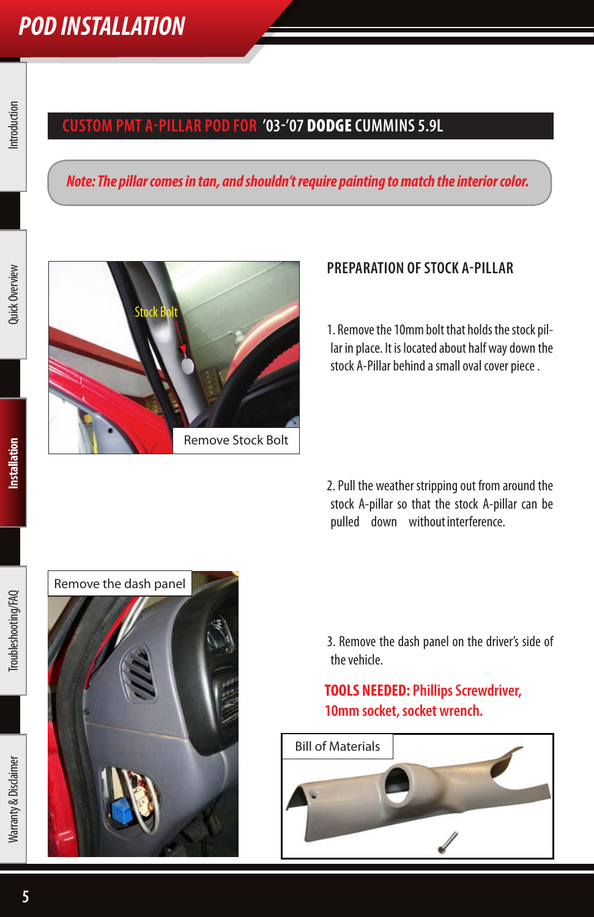# POD INSTALLATION

## CUSTOM PMT A-PILLAR POD FOR '03-'07 **DODGE** CUMMINS 5.9L

***Note: The pillar comes in tan, and shouldn't require painting to match the interior color.***

Stock Bolt

Remove Stock Bolt

### PREPARATION OF STOCK A-PILLAR

1. Remove the 10mm bolt that holds the stock pillar in place. It is located about half way down the stock A-Pillar behind a small oval cover piece .

2. Pull the weather stripping out from around the stock A-pillar so that the stock A-pillar can be pulled down without interference.

Remove the dash panel

3. Remove the dash panel on the driver's side of the vehicle.

**TOOLS NEEDED: Phillips Screwdriver, 10mm socket, socket wrench.**

Bill of Materials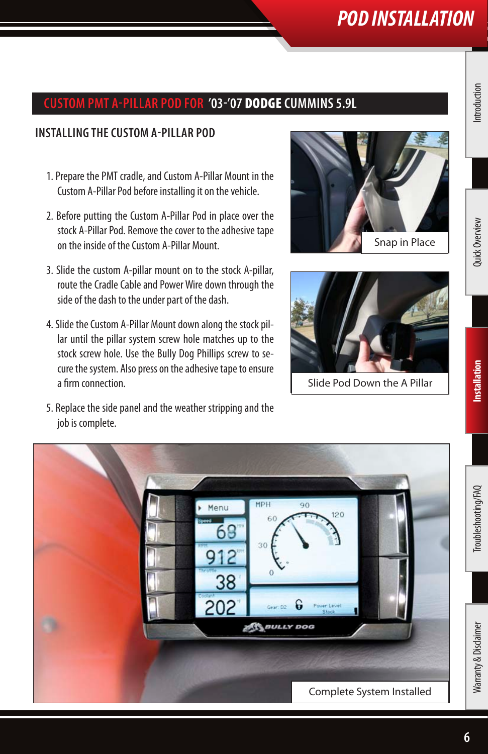## CUSTOM PMT A-PILLAR POD FOR '03-'07 DODGE CUMMINS 5.9L

### INSTALLING THE CUSTOM A-PILLAR POD

1. Prepare the PMT cradle, and Custom A-Pillar Mount in the Custom A-Pillar Pod before installing it on the vehicle.
2. Before putting the Custom A-Pillar Pod in place over the stock A-Pillar Pod. Remove the cover to the adhesive tape on the inside of the Custom A-Pillar Mount.
3. Slide the custom A-pillar mount on to the stock A-pillar, route the Cradle Cable and Power Wire down through the side of the dash to the under part of the dash.
4. Slide the Custom A-Pillar Mount down along the stock pillar until the pillar system screw hole matches up to the stock screw hole. Use the Bully Dog Phillips screw to secure the system. Also press on the adhesive tape to ensure a firm connection.
5. Replace the side panel and the weather stripping and the job is complete.

Snap in Place

Slide Pod Down the A Pillar

Complete System Installed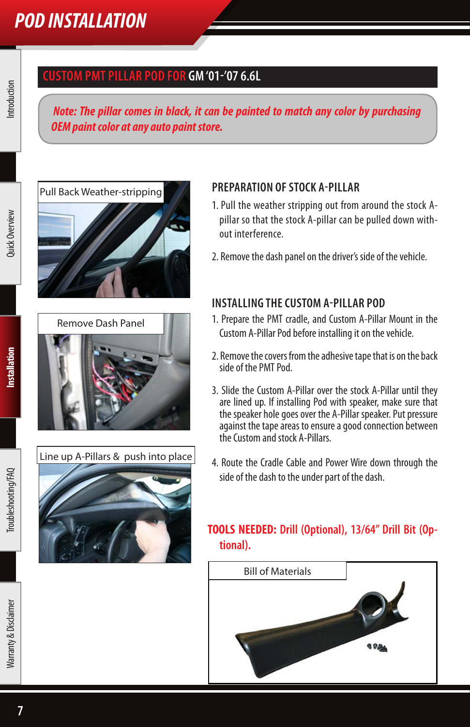# POD INSTALLATION

## CUSTOM PMT PILLAR POD FOR GM '01-'07 6.6L

*Note: The pillar comes in black, it can be painted to match any color by purchasing OEM paint color at any auto paint store.*

Pull Back Weather-stripping

Remove Dash Panel

Line up A-Pillars & push into place

### PREPARATION OF STOCK A-PILLAR

1. Pull the weather stripping out from around the stock A-pillar so that the stock A-pillar can be pulled down without interference.
2. Remove the dash panel on the driver's side of the vehicle.

### INSTALLING THE CUSTOM A-PILLAR POD

1. Prepare the PMT cradle, and Custom A-Pillar Mount in the Custom A-Pillar Pod before installing it on the vehicle.
2. Remove the covers from the adhesive tape that is on the back side of the PMT Pod.
3. Slide the Custom A-Pillar over the stock A-Pillar until they are lined up. If installing Pod with speaker, make sure that the speaker hole goes over the A-Pillar speaker. Put pressure against the tape areas to ensure a good connection between the Custom and stock A-Pillars.
4. Route the Cradle Cable and Power Wire down through the side of the dash to the under part of the dash.

**TOOLS NEEDED: Drill (Optional), 13/64" Drill Bit (Optional).**

Bill of Materials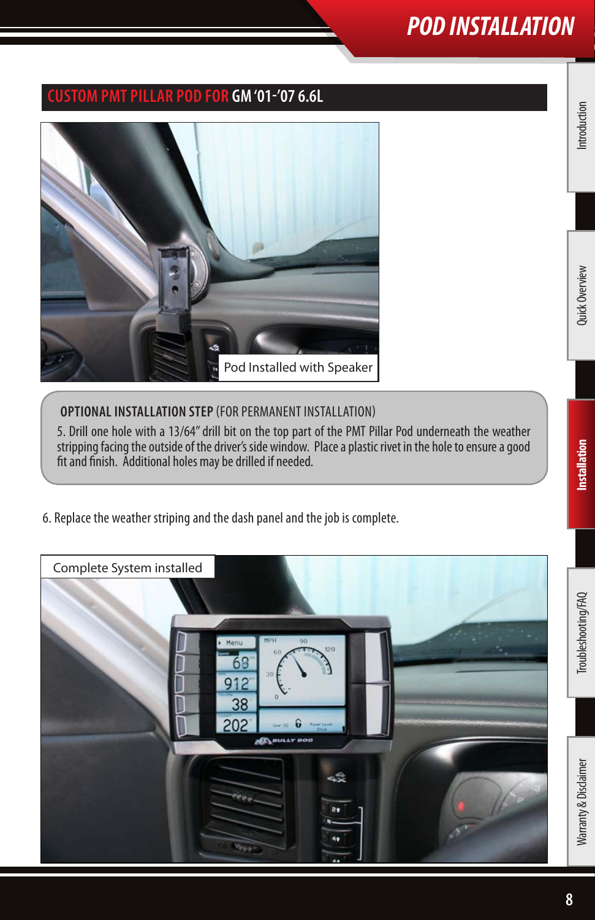# POD INSTALLATION

## CUSTOM PMT PILLAR POD FOR GM '01-'07 6.6L

Pod Installed with Speaker

**OPTIONAL INSTALLATION STEP** (FOR PERMANENT INSTALLATION)

5. Drill one hole with a 13/64" drill bit on the top part of the PMT Pillar Pod underneath the weather stripping facing the outside of the driver's side window. Place a plastic rivet in the hole to ensure a good fit and finish. Additional holes may be drilled if needed.

6. Replace the weather striping and the dash panel and the job is complete.

Complete System installed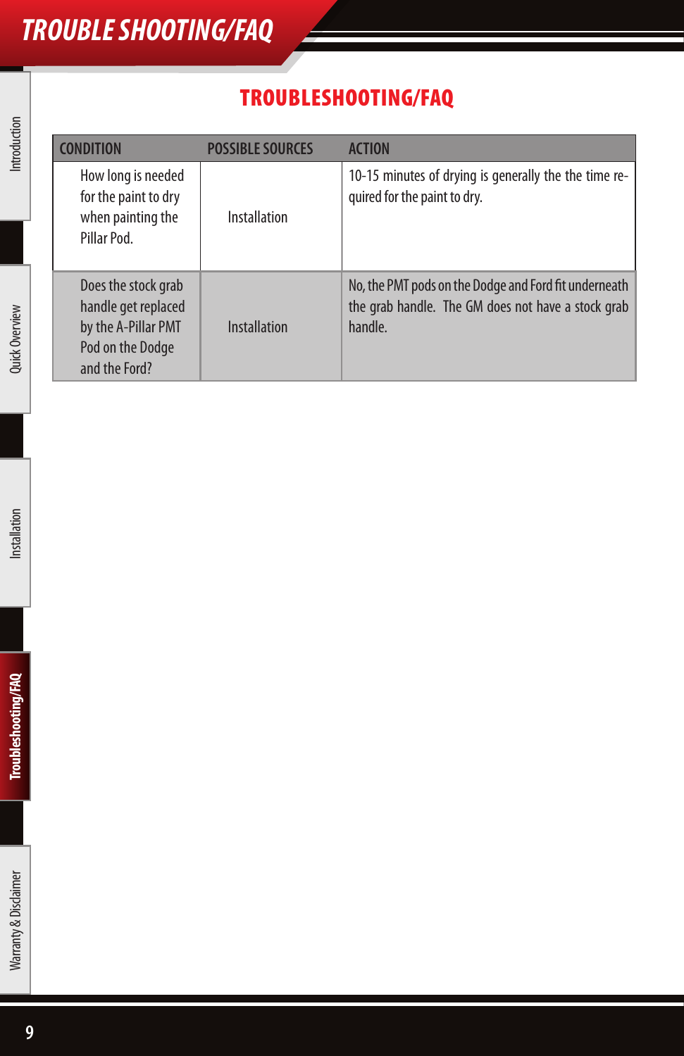# TROUBLESHOOTING/FAQ

| CONDITION | POSSIBLE SOURCES | ACTION |
| --- | --- | --- |
| How long is needed for the paint to dry when painting the Pillar Pod. | Installation | 10-15 minutes of drying is generally the the time required for the paint to dry. |
| Does the stock grab handle get replaced by the A-Pillar PMT Pod on the Dodge and the Ford? | Installation | No, the PMT pods on the Dodge and Ford fit underneath the grab handle. The GM does not have a stock grab handle. |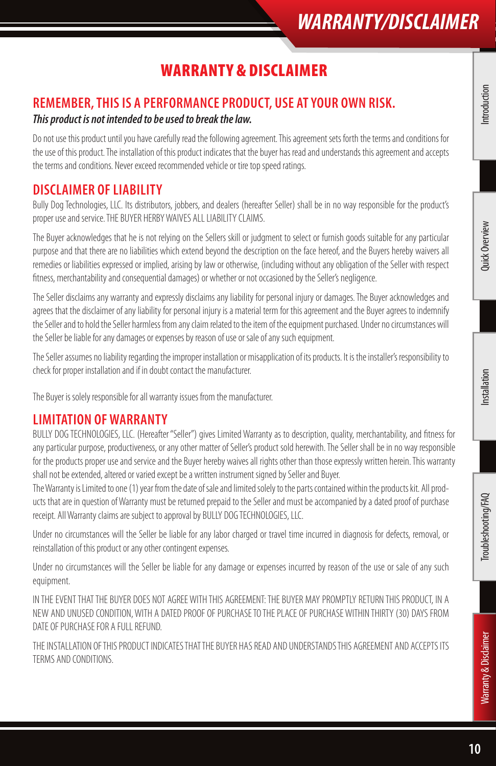# WARRANTY & DISCLAIMER

## REMEMBER, THIS IS A PERFORMANCE PRODUCT, USE AT YOUR OWN RISK.

***This product is not intended to be used to break the law.***

Do not use this product until you have carefully read the following agreement. This agreement sets forth the terms and conditions for the use of this product. The installation of this product indicates that the buyer has read and understands this agreement and accepts the terms and conditions. Never exceed recommended vehicle or tire top speed ratings.

## DISCLAIMER OF LIABILITY

Bully Dog Technologies, LLC. Its distributors, jobbers, and dealers (hereafter Seller) shall be in no way responsible for the product's proper use and service. THE BUYER HERBY WAIVES ALL LIABILITY CLAIMS.

The Buyer acknowledges that he is not relying on the Sellers skill or judgment to select or furnish goods suitable for any particular purpose and that there are no liabilities which extend beyond the description on the face hereof, and the Buyers hereby waivers all remedies or liabilities expressed or implied, arising by law or otherwise, (including without any obligation of the Seller with respect fitness, merchantability and consequential damages) or whether or not occasioned by the Seller's negligence.

The Seller disclaims any warranty and expressly disclaims any liability for personal injury or damages. The Buyer acknowledges and agrees that the disclaimer of any liability for personal injury is a material term for this agreement and the Buyer agrees to indemnify the Seller and to hold the Seller harmless from any claim related to the item of the equipment purchased. Under no circumstances will the Seller be liable for any damages or expenses by reason of use or sale of any such equipment.

The Seller assumes no liability regarding the improper installation or misapplication of its products. It is the installer's responsibility to check for proper installation and if in doubt contact the manufacturer.

The Buyer is solely responsible for all warranty issues from the manufacturer.

## LIMITATION OF WARRANTY

BULLY DOG TECHNOLOGIES, LLC. (Hereafter "Seller") gives Limited Warranty as to description, quality, merchantability, and fitness for any particular purpose, productiveness, or any other matter of Seller's product sold herewith. The Seller shall be in no way responsible for the products proper use and service and the Buyer hereby waives all rights other than those expressly written herein. This warranty shall not be extended, altered or varied except be a written instrument signed by Seller and Buyer.

The Warranty is Limited to one (1) year from the date of sale and limited solely to the parts contained within the products kit. All products that are in question of Warranty must be returned prepaid to the Seller and must be accompanied by a dated proof of purchase receipt. All Warranty claims are subject to approval by BULLY DOG TECHNOLOGIES, LLC.

Under no circumstances will the Seller be liable for any labor charged or travel time incurred in diagnosis for defects, removal, or reinstallation of this product or any other contingent expenses.

Under no circumstances will the Seller be liable for any damage or expenses incurred by reason of the use or sale of any such equipment.

IN THE EVENT THAT THE BUYER DOES NOT AGREE WITH THIS AGREEMENT: THE BUYER MAY PROMPTLY RETURN THIS PRODUCT, IN A NEW AND UNUSED CONDITION, WITH A DATED PROOF OF PURCHASE TO THE PLACE OF PURCHASE WITHIN THIRTY (30) DAYS FROM DATE OF PURCHASE FOR A FULL REFUND.

THE INSTALLATION OF THIS PRODUCT INDICATES THAT THE BUYER HAS READ AND UNDERSTANDS THIS AGREEMENT AND ACCEPTS ITS TERMS AND CONDITIONS.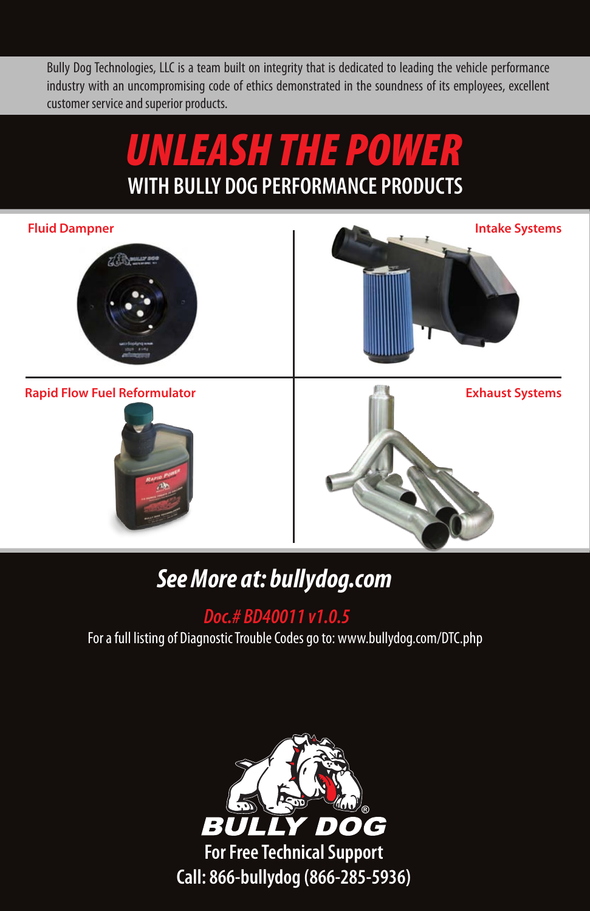Bully Dog Technologies, LLC is a team built on integrity that is dedicated to leading the vehicle performance industry with an uncompromising code of ethics demonstrated in the soundness of its employees, excellent customer service and superior products.

# UNLEASH THE POWER

## WITH BULLY DOG PERFORMANCE PRODUCTS

**Fluid Dampner**

**Intake Systems**

**Rapid Flow Fuel Reformulator**

**Exhaust Systems**

## *See More at: bullydog.com*

*Doc.# BD40011 v1.0.5*

For a full listing of Diagnostic Trouble Codes go to: www.bullydog.com/DTC.php

BULLY DOG®

**For Free Technical Support**

**Call: 866-bullydog (866-285-5936)**